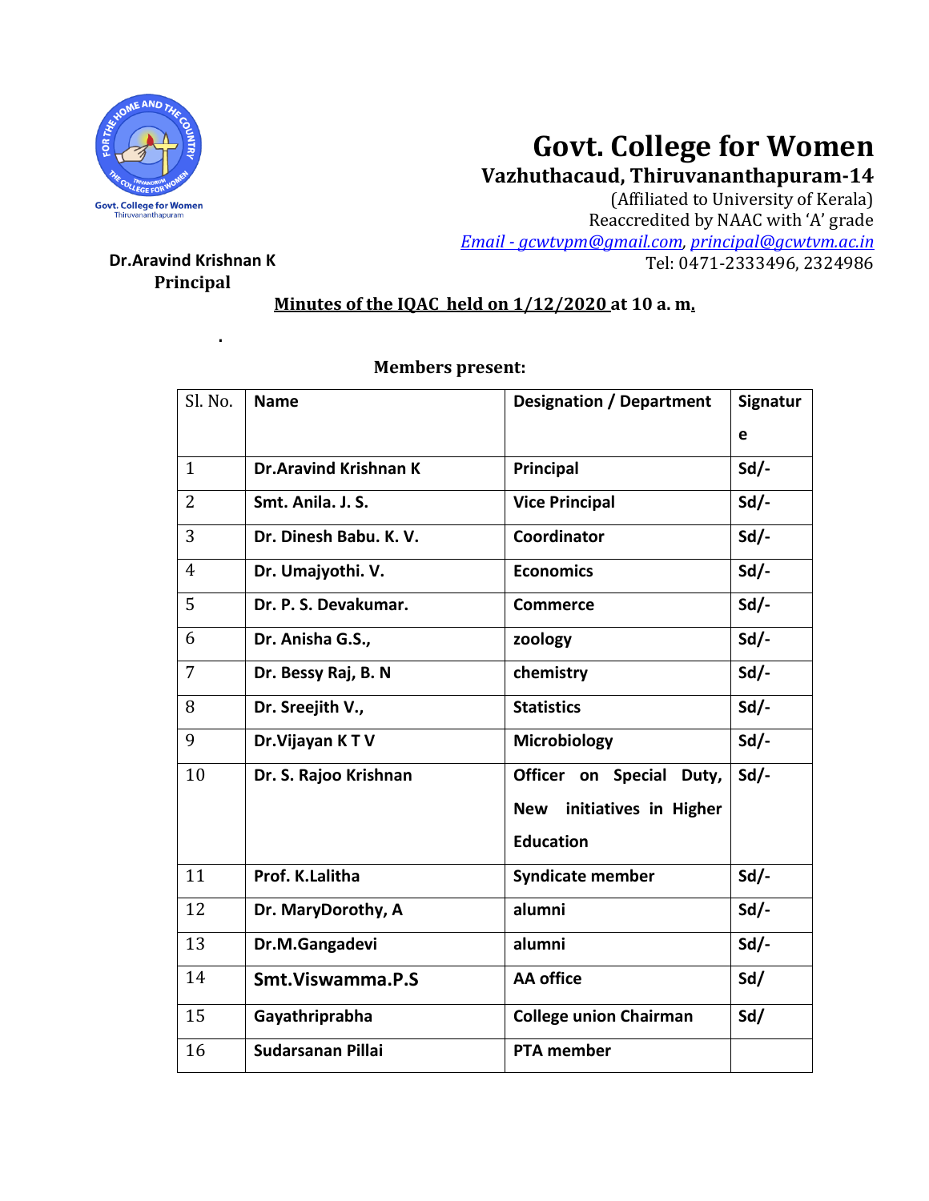# Govt. College for Women

**Vazhuthacaud, Thiruvananthapuram-14**

(Affiliated to University of Kerala)
Reaccredited by NAAC with 'A' grade
*Email - gcwtvpm@gmail.com*, *principal@gcwtvm.ac.in*
Tel: 0471-2333496, 2324986

**Dr.Aravind Krishnan K**
**Principal**

**Minutes of the IQAC held on 1/12/2020 at 10 a. m.**

.

**Members present:**

| Sl. No. | Name | Designation / Department | Signature |
|---|---|---|---|
| 1 | **Dr.Aravind Krishnan K** | **Principal** | **Sd/-** |
| 2 | **Smt. Anila. J. S.** | **Vice Principal** | **Sd/-** |
| 3 | **Dr. Dinesh Babu. K. V.** | **Coordinator** | **Sd/-** |
| 4 | **Dr. Umajyothi. V.** | **Economics** | **Sd/-** |
| 5 | **Dr. P. S. Devakumar.** | **Commerce** | **Sd/-** |
| 6 | **Dr. Anisha G.S.,** | **zoology** | **Sd/-** |
| 7 | **Dr. Bessy Raj, B. N** | **chemistry** | **Sd/-** |
| 8 | **Dr. Sreejith V.,** | **Statistics** | **Sd/-** |
| 9 | **Dr.Vijayan K T V** | **Microbiology** | **Sd/-** |
| 10 | **Dr. S. Rajoo Krishnan** | **Officer on Special Duty, New initiatives in Higher Education** | **Sd/-** |
| 11 | **Prof. K.Lalitha** | **Syndicate member** | **Sd/-** |
| 12 | **Dr. MaryDorothy, A** | **alumni** | **Sd/-** |
| 13 | **Dr.M.Gangadevi** | **alumni** | **Sd/-** |
| 14 | **Smt.Viswamma.P.S** | **AA office** | **Sd/** |
| 15 | **Gayathriprabha** | **College union Chairman** | **Sd/** |
| 16 | **Sudarsanan Pillai** | **PTA member** | |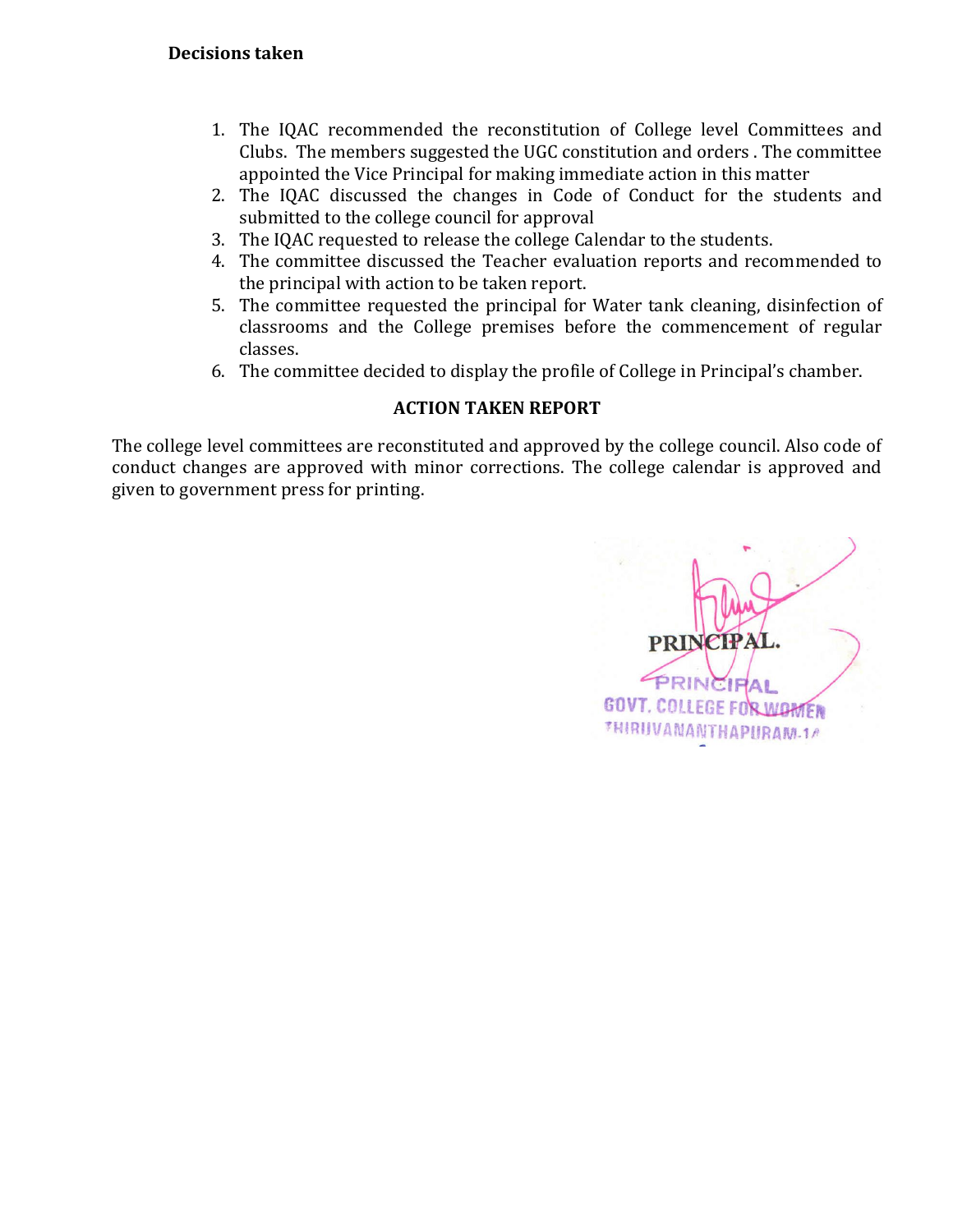**Decisions taken**

1. The IQAC recommended the reconstitution of College level Committees and Clubs. The members suggested the UGC constitution and orders . The committee appointed the Vice Principal for making immediate action in this matter
2. The IQAC discussed the changes in Code of Conduct for the students and submitted to the college council for approval
3. The IQAC requested to release the college Calendar to the students.
4. The committee discussed the Teacher evaluation reports and recommended to the principal with action to be taken report.
5. The committee requested the principal for Water tank cleaning, disinfection of classrooms and the College premises before the commencement of regular classes.
6. The committee decided to display the profile of College in Principal's chamber.

**ACTION TAKEN REPORT**

The college level committees are reconstituted and approved by the college council. Also code of conduct changes are approved with minor corrections. The college calendar is approved and given to government press for printing.

PRINCIPAL.

PRINCIPAL
GOVT. COLLEGE FOR WOMEN
THIRUVANANTHAPURAM-14